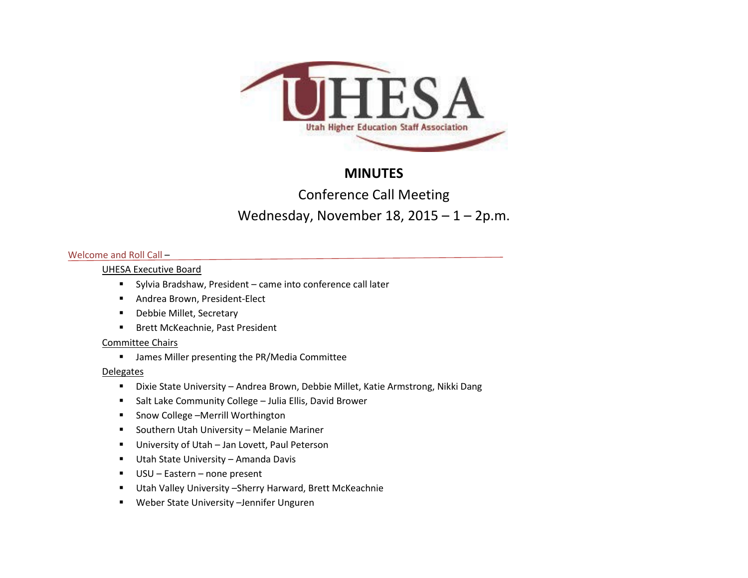UHESA

Utah Higher Education Staff Association

# MINUTES

## Conference Call Meeting

## Wednesday, November 18, 2015 – 1 – 2p.m.

Welcome and Roll Call –

UHESA Executive Board

- Sylvia Bradshaw, President – came into conference call later
- Andrea Brown, President-Elect
- Debbie Millet, Secretary
- Brett McKeachnie, Past President

Committee Chairs

- James Miller presenting the PR/Media Committee

Delegates

- Dixie State University – Andrea Brown, Debbie Millet, Katie Armstrong, Nikki Dang
- Salt Lake Community College – Julia Ellis, David Brower
- Snow College –Merrill Worthington
- Southern Utah University – Melanie Mariner
- University of Utah – Jan Lovett, Paul Peterson
- Utah State University – Amanda Davis
- USU – Eastern – none present
- Utah Valley University –Sherry Harward, Brett McKeachnie
- Weber State University –Jennifer Unguren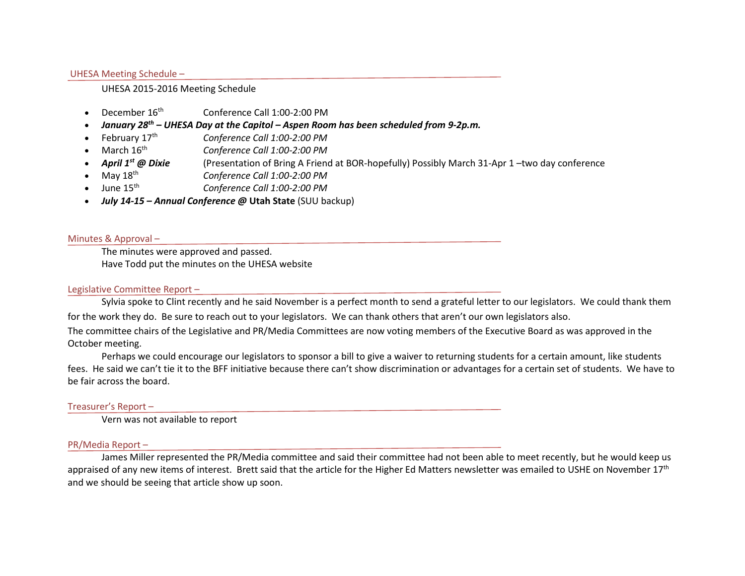## UHESA Meeting Schedule –

UHESA 2015-2016 Meeting Schedule

- December 16th Conference Call 1:00-2:00 PM
- ***January 28th – UHESA Day at the Capitol – Aspen Room has been scheduled from 9-2p.m.***
- February 17th *Conference Call 1:00-2:00 PM*
- March 16th *Conference Call 1:00-2:00 PM*
- ***April 1st @ Dixie*** (Presentation of Bring A Friend at BOR-hopefully) Possibly March 31-Apr 1 –two day conference
- May 18th *Conference Call 1:00-2:00 PM*
- June 15th *Conference Call 1:00-2:00 PM*
- ***July 14-15 – Annual Conference @* Utah State** (SUU backup)

## Minutes & Approval –

The minutes were approved and passed.
Have Todd put the minutes on the UHESA website

## Legislative Committee Report –

Sylvia spoke to Clint recently and he said November is a perfect month to send a grateful letter to our legislators. We could thank them for the work they do. Be sure to reach out to your legislators. We can thank others that aren't our own legislators also.
The committee chairs of the Legislative and PR/Media Committees are now voting members of the Executive Board as was approved in the October meeting.

Perhaps we could encourage our legislators to sponsor a bill to give a waiver to returning students for a certain amount, like students fees. He said we can't tie it to the BFF initiative because there can't show discrimination or advantages for a certain set of students. We have to be fair across the board.

## Treasurer's Report –

Vern was not available to report

## PR/Media Report –

James Miller represented the PR/Media committee and said their committee had not been able to meet recently, but he would keep us appraised of any new items of interest. Brett said that the article for the Higher Ed Matters newsletter was emailed to USHE on November 17th and we should be seeing that article show up soon.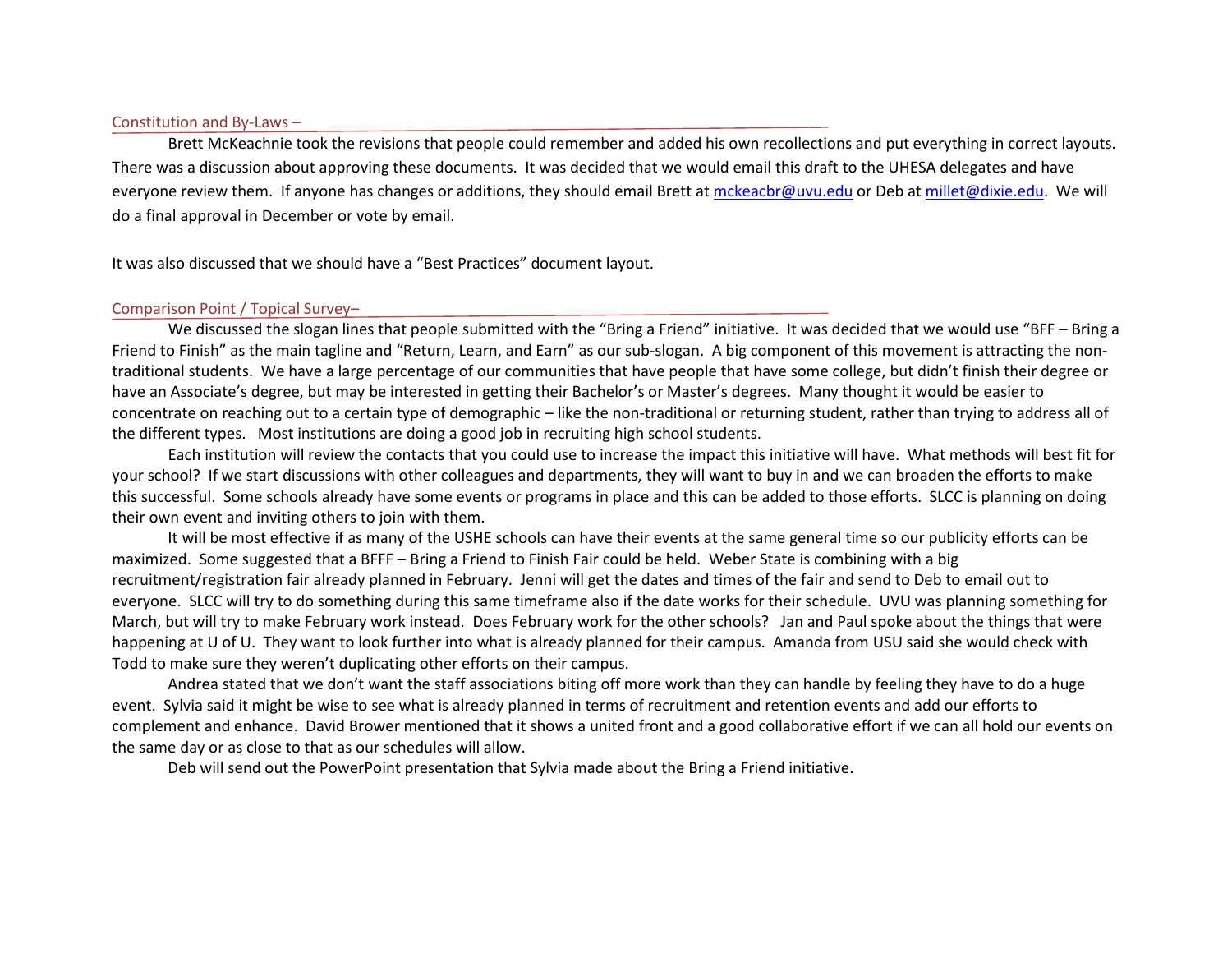## Constitution and By-Laws –

Brett McKeachnie took the revisions that people could remember and added his own recollections and put everything in correct layouts. There was a discussion about approving these documents. It was decided that we would email this draft to the UHESA delegates and have everyone review them. If anyone has changes or additions, they should email Brett at mckeacbr@uvu.edu or Deb at millet@dixie.edu. We will do a final approval in December or vote by email.

It was also discussed that we should have a "Best Practices" document layout.

## Comparison Point / Topical Survey–

We discussed the slogan lines that people submitted with the "Bring a Friend" initiative. It was decided that we would use "BFF – Bring a Friend to Finish" as the main tagline and "Return, Learn, and Earn" as our sub-slogan. A big component of this movement is attracting the non-traditional students. We have a large percentage of our communities that have people that have some college, but didn't finish their degree or have an Associate's degree, but may be interested in getting their Bachelor's or Master's degrees. Many thought it would be easier to concentrate on reaching out to a certain type of demographic – like the non-traditional or returning student, rather than trying to address all of the different types. Most institutions are doing a good job in recruiting high school students.

Each institution will review the contacts that you could use to increase the impact this initiative will have. What methods will best fit for your school? If we start discussions with other colleagues and departments, they will want to buy in and we can broaden the efforts to make this successful. Some schools already have some events or programs in place and this can be added to those efforts. SLCC is planning on doing their own event and inviting others to join with them.

It will be most effective if as many of the USHE schools can have their events at the same general time so our publicity efforts can be maximized. Some suggested that a BFFF – Bring a Friend to Finish Fair could be held. Weber State is combining with a big recruitment/registration fair already planned in February. Jenni will get the dates and times of the fair and send to Deb to email out to everyone. SLCC will try to do something during this same timeframe also if the date works for their schedule. UVU was planning something for March, but will try to make February work instead. Does February work for the other schools? Jan and Paul spoke about the things that were happening at U of U. They want to look further into what is already planned for their campus. Amanda from USU said she would check with Todd to make sure they weren't duplicating other efforts on their campus.

Andrea stated that we don't want the staff associations biting off more work than they can handle by feeling they have to do a huge event. Sylvia said it might be wise to see what is already planned in terms of recruitment and retention events and add our efforts to complement and enhance. David Brower mentioned that it shows a united front and a good collaborative effort if we can all hold our events on the same day or as close to that as our schedules will allow.

Deb will send out the PowerPoint presentation that Sylvia made about the Bring a Friend initiative.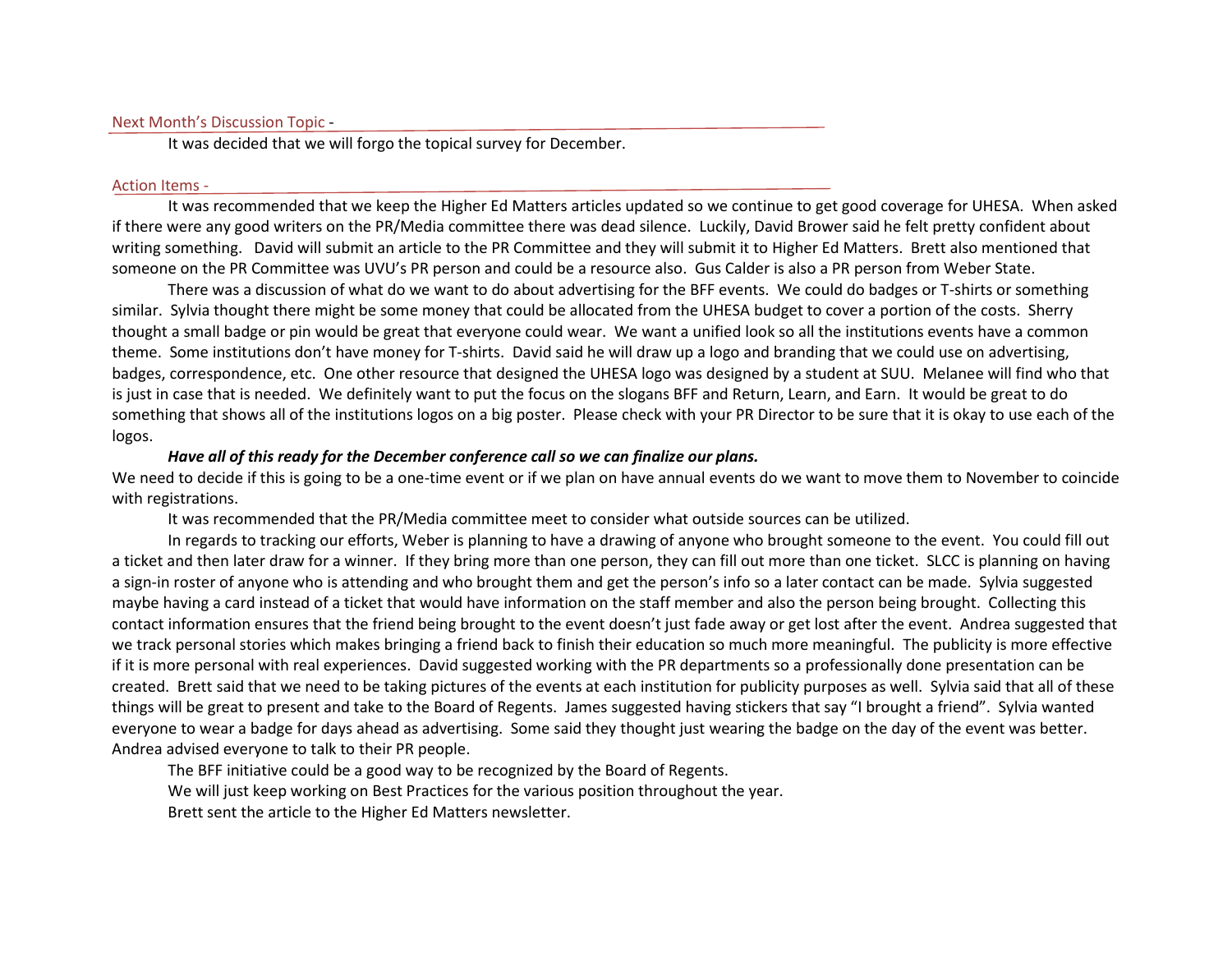## Next Month's Discussion Topic -

It was decided that we will forgo the topical survey for December.

## Action Items -

It was recommended that we keep the Higher Ed Matters articles updated so we continue to get good coverage for UHESA. When asked if there were any good writers on the PR/Media committee there was dead silence. Luckily, David Brower said he felt pretty confident about writing something. David will submit an article to the PR Committee and they will submit it to Higher Ed Matters. Brett also mentioned that someone on the PR Committee was UVU's PR person and could be a resource also. Gus Calder is also a PR person from Weber State.

There was a discussion of what do we want to do about advertising for the BFF events. We could do badges or T-shirts or something similar. Sylvia thought there might be some money that could be allocated from the UHESA budget to cover a portion of the costs. Sherry thought a small badge or pin would be great that everyone could wear. We want a unified look so all the institutions events have a common theme. Some institutions don't have money for T-shirts. David said he will draw up a logo and branding that we could use on advertising, badges, correspondence, etc. One other resource that designed the UHESA logo was designed by a student at SUU. Melanee will find who that is just in case that is needed. We definitely want to put the focus on the slogans BFF and Return, Learn, and Earn. It would be great to do something that shows all of the institutions logos on a big poster. Please check with your PR Director to be sure that it is okay to use each of the logos.

***Have all of this ready for the December conference call so we can finalize our plans.***

We need to decide if this is going to be a one-time event or if we plan on have annual events do we want to move them to November to coincide with registrations.

It was recommended that the PR/Media committee meet to consider what outside sources can be utilized.

In regards to tracking our efforts, Weber is planning to have a drawing of anyone who brought someone to the event. You could fill out a ticket and then later draw for a winner. If they bring more than one person, they can fill out more than one ticket. SLCC is planning on having a sign-in roster of anyone who is attending and who brought them and get the person's info so a later contact can be made. Sylvia suggested maybe having a card instead of a ticket that would have information on the staff member and also the person being brought. Collecting this contact information ensures that the friend being brought to the event doesn't just fade away or get lost after the event. Andrea suggested that we track personal stories which makes bringing a friend back to finish their education so much more meaningful. The publicity is more effective if it is more personal with real experiences. David suggested working with the PR departments so a professionally done presentation can be created. Brett said that we need to be taking pictures of the events at each institution for publicity purposes as well. Sylvia said that all of these things will be great to present and take to the Board of Regents. James suggested having stickers that say "I brought a friend". Sylvia wanted everyone to wear a badge for days ahead as advertising. Some said they thought just wearing the badge on the day of the event was better. Andrea advised everyone to talk to their PR people.

The BFF initiative could be a good way to be recognized by the Board of Regents.

We will just keep working on Best Practices for the various position throughout the year.

Brett sent the article to the Higher Ed Matters newsletter.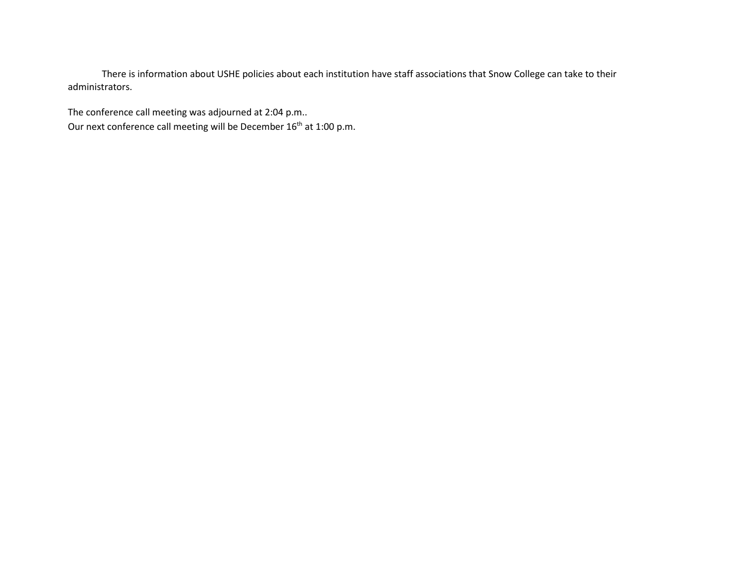There is information about USHE policies about each institution have staff associations that Snow College can take to their administrators.

The conference call meeting was adjourned at 2:04 p.m..
Our next conference call meeting will be December 16th at 1:00 p.m.